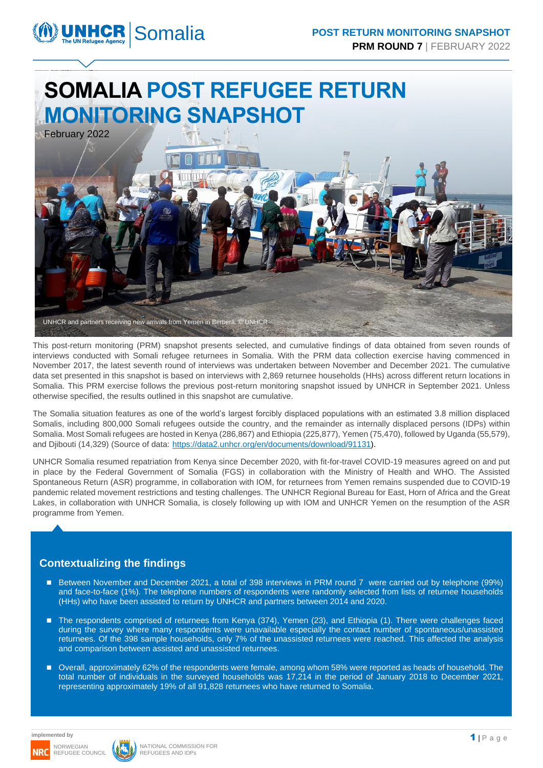# SOMALIA POST REFUGEE RETURN MONITORING SNAPSHOT

February 2022

UNHCR and partners receiving new arrivals from Yemen in Berbera. © UNHCR

This post-return monitoring (PRM) snapshot presents selected, and cumulative findings of data obtained from seven rounds of interviews conducted with Somali refugee returnees in Somalia. With the PRM data collection exercise having commenced in November 2017, the latest seventh round of interviews was undertaken between November and December 2021. The cumulative data set presented in this snapshot is based on interviews with 2,869 returnee households (HHs) across different return locations in Somalia. This PRM exercise follows the previous post-return monitoring snapshot issued by UNHCR in September 2021. Unless otherwise specified, the results outlined in this snapshot are cumulative.

The Somalia situation features as one of the world's largest forcibly displaced populations with an estimated 3.8 million displaced Somalis, including 800,000 Somali refugees outside the country, and the remainder as internally displaced persons (IDPs) within Somalia. Most Somali refugees are hosted in Kenya (286,867) and Ethiopia (225,877), Yemen (75,470), followed by Uganda (55,579), and Djibouti (14,329) (Source of data: https://data2.unhcr.org/en/documents/download/91131).

UNHCR Somalia resumed repatriation from Kenya since December 2020, with fit-for-travel COVID-19 measures agreed on and put in place by the Federal Government of Somalia (FGS) in collaboration with the Ministry of Health and WHO. The Assisted Spontaneous Return (ASR) programme, in collaboration with IOM, for returnees from Yemen remains suspended due to COVID-19 pandemic related movement restrictions and testing challenges. The UNHCR Regional Bureau for East, Horn of Africa and the Great Lakes, in collaboration with UNHCR Somalia, is closely following up with IOM and UNHCR Yemen on the resumption of the ASR programme from Yemen.

## Contextualizing the findings

- Between November and December 2021, a total of 398 interviews in PRM round 7 were carried out by telephone (99%) and face-to-face (1%). The telephone numbers of respondents were randomly selected from lists of returnee households (HHs) who have been assisted to return by UNHCR and partners between 2014 and 2020.
- The respondents comprised of returnees from Kenya (374), Yemen (23), and Ethiopia (1). There were challenges faced during the survey where many respondents were unavailable especially the contact number of spontaneous/unassisted returnees. Of the 398 sample households, only 7% of the unassisted returnees were reached. This affected the analysis and comparison between assisted and unassisted returnees.
- Overall, approximately 62% of the respondents were female, among whom 58% were reported as heads of household. The total number of individuals in the surveyed households was 17,214 in the period of January 2018 to December 2021, representing approximately 19% of all 91,828 returnees who have returned to Somalia.

implemented by

NORWEGIAN REFUGEE COUNCIL

NATIONAL COMMISSION FOR REFUGEES AND IDPs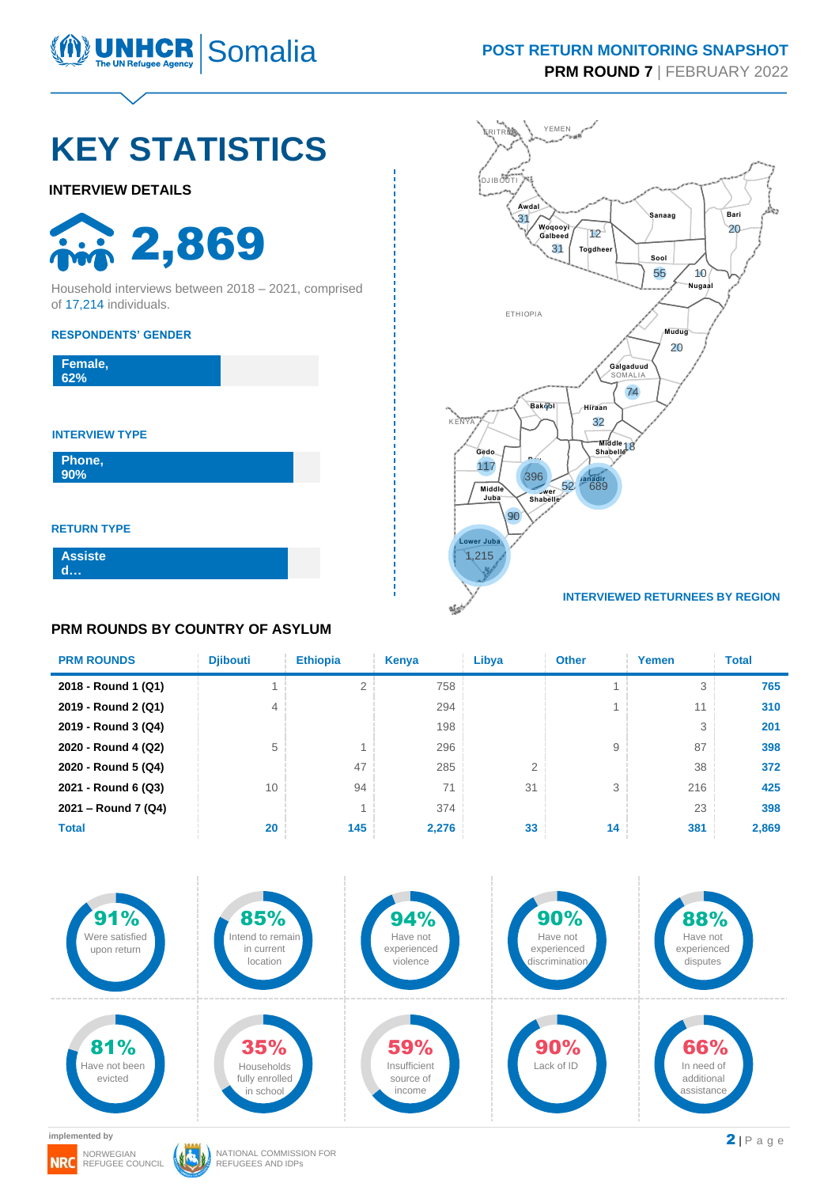# KEY STATISTICS

### INTERVIEW DETAILS

**2,869**

Household interviews between 2018 – 2021, comprised of 17,214 individuals.

**RESPONDENTS' GENDER**

Female, 62%

**INTERVIEW TYPE**

Phone, 90%

**RETURN TYPE**

Assisted…

**INTERVIEWED RETURNEES BY REGION**

| Region | Returnees |
|---|---|
| Awdal | 31 |
| Woqooyi Galbeed | 31 |
| Togdheer | 12 |
| Sanaag | |
| Bari | 20 |
| Sool | 55 |
| Nugaal | 10 |
| Mudug | 20 |
| Galgaduud | 74 |
| Bakool | |
| Hiraan | 32 |
| Middle Shabelle | 18 |
| Gedo | 117 |
| Bay | 396 |
| Lower Shabelle | 52 |
| Banadir | 689 |
| Middle Juba | 90 |
| Lower Juba | 1,215 |

### PRM ROUNDS BY COUNTRY OF ASYLUM

| PRM ROUNDS | Djibouti | Ethiopia | Kenya | Libya | Other | Yemen | Total |
|---|---|---|---|---|---|---|---|
| 2018 - Round 1 (Q1) | 1 | 2 | 758 | | 1 | 3 | 765 |
| 2019 - Round 2 (Q1) | 4 | | 294 | | 1 | 11 | 310 |
| 2019 - Round 3 (Q4) | | | 198 | | | 3 | 201 |
| 2020 - Round 4 (Q2) | 5 | 1 | 296 | | 9 | 87 | 398 |
| 2020 - Round 5 (Q4) | | 47 | 285 | 2 | | 38 | 372 |
| 2021 - Round 6 (Q3) | 10 | 94 | 71 | 31 | 3 | 216 | 425 |
| 2021 – Round 7 (Q4) | | 1 | 374 | | | 23 | 398 |
| **Total** | **20** | **145** | **2,276** | **33** | **14** | **381** | **2,869** |

- **91%** Were satisfied upon return
- **85%** Intend to remain in current location
- **94%** Have not experienced violence
- **90%** Have not experienced discrimination
- **88%** Have not experienced disputes
- **81%** Have not been evicted
- **35%** Households fully enrolled in school
- **59%** Insufficient source of income
- **90%** Lack of ID
- **66%** In need of additional assistance

implemented by

NORWEGIAN REFUGEE COUNCIL

NATIONAL COMMISSION FOR REFUGEES AND IDPs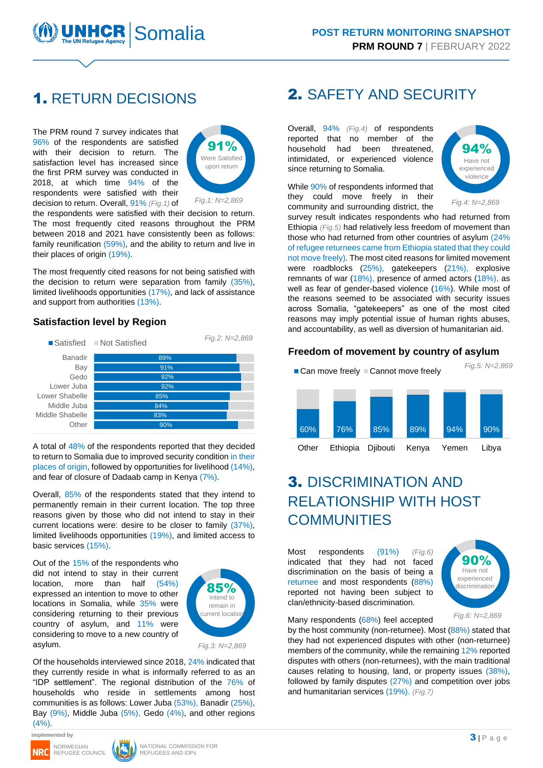## 1. RETURN DECISIONS

The PRM round 7 survey indicates that 96% of the respondents are satisfied with their decision to return. The satisfaction level has increased since the first PRM survey was conducted in 2018, at which time 94% of the respondents were satisfied with their decision to return. Overall, 91% *(Fig.1)* of the respondents were satisfied with their decision to return. The most frequently cited reasons throughout the PRM between 2018 and 2021 have consistently been as follows: family reunification (59%), and the ability to return and live in their places of origin (19%).

**91%** Were Satisfied upon return

*Fig.1: N=2,869*

The most frequently cited reasons for not being satisfied with the decision to return were separation from family (35%), limited livelihoods opportunities (17%), and lack of assistance and support from authorities (13%).

### Satisfaction level by Region

*Fig.2: N=2,869*

| Region | Satisfied |
|---|---|
| Banadir | 89% |
| Bay | 91% |
| Gedo | 92% |
| Lower Juba | 92% |
| Lower Shabelle | 85% |
| Middle Juba | 84% |
| Middle Shabelle | 83% |
| Other | 90% |

A total of 48% of the respondents reported that they decided to return to Somalia due to improved security condition in their places of origin, followed by opportunities for livelihood (14%), and fear of closure of Dadaab camp in Kenya (7%).

Overall, 85% of the respondents stated that they intend to permanently remain in their current location. The top three reasons given by those who did not intend to stay in their current locations were: desire to be closer to family (37%), limited livelihoods opportunities (19%), and limited access to basic services (15%).

Out of the 15% of the respondents who did not intend to stay in their current location, more than half (54%) expressed an intention to move to other locations in Somalia, while 35% were considering returning to their previous country of asylum, and 11% were considering to move to a new country of asylum.

**85%** Intend to remain in current location

*Fig.3: N=2,869*

Of the households interviewed since 2018, 24% indicated that they currently reside in what is informally referred to as an "IDP settlement". The regional distribution of the 76% of households who reside in settlements among host communities is as follows: Lower Juba (53%), Banadir (25%), Bay (9%), Middle Juba (5%), Gedo (4%), and other regions (4%).

## 2. SAFETY AND SECURITY

Overall, 94% *(Fig.4)* of respondents reported that no member of the household had been threatened, intimidated, or experienced violence since returning to Somalia.

**94%** Have not experienced violence

*Fig.4: N=2,869*

While 90% of respondents informed that they could move freely in their community and surrounding district, the survey result indicates respondents who had returned from Ethiopia *(Fig.5)* had relatively less freedom of movement than those who had returned from other countries of asylum (24% of refugee returnees came from Ethiopia stated that they could not move freely). The most cited reasons for limited movement were roadblocks (25%), gatekeepers (21%), explosive remnants of war (18%), presence of armed actors (18%), as well as fear of gender-based violence (16%). While most of the reasons seemed to be associated with security issues across Somalia, "gatekeepers" as one of the most cited reasons may imply potential issue of human rights abuses, and accountability, as well as diversion of humanitarian aid.

### Freedom of movement by country of asylum

*Fig.5: N=2,869*

| Country | Can move freely |
|---|---|
| Other | 60% |
| Ethiopia | 76% |
| Djibouti | 85% |
| Kenya | 89% |
| Yemen | 94% |
| Libya | 90% |

## 3. DISCRIMINATION AND RELATIONSHIP WITH HOST COMMUNITIES

Most respondents (91%) *(Fig.6)* indicated that they had not faced discrimination on the basis of being a returnee and most respondents (88%) reported not having been subject to clan/ethnicity-based discrimination.

**90%** Have not experienced discrimination

*Fig.6: N=2,869*

Many respondents (68%) feel accepted by the host community (non-returnee). Most (88%) stated that they had not experienced disputes with other (non-returnee) members of the community, while the remaining 12% reported disputes with others (non-returnees), with the main traditional causes relating to housing, land, or property issues (38%), followed by family disputes (27%) and competition over jobs and humanitarian services (19%). *(Fig.7)*

implemented by NORWEGIAN REFUGEE COUNCIL, NATIONAL COMMISSION FOR REFUGEES AND IDPs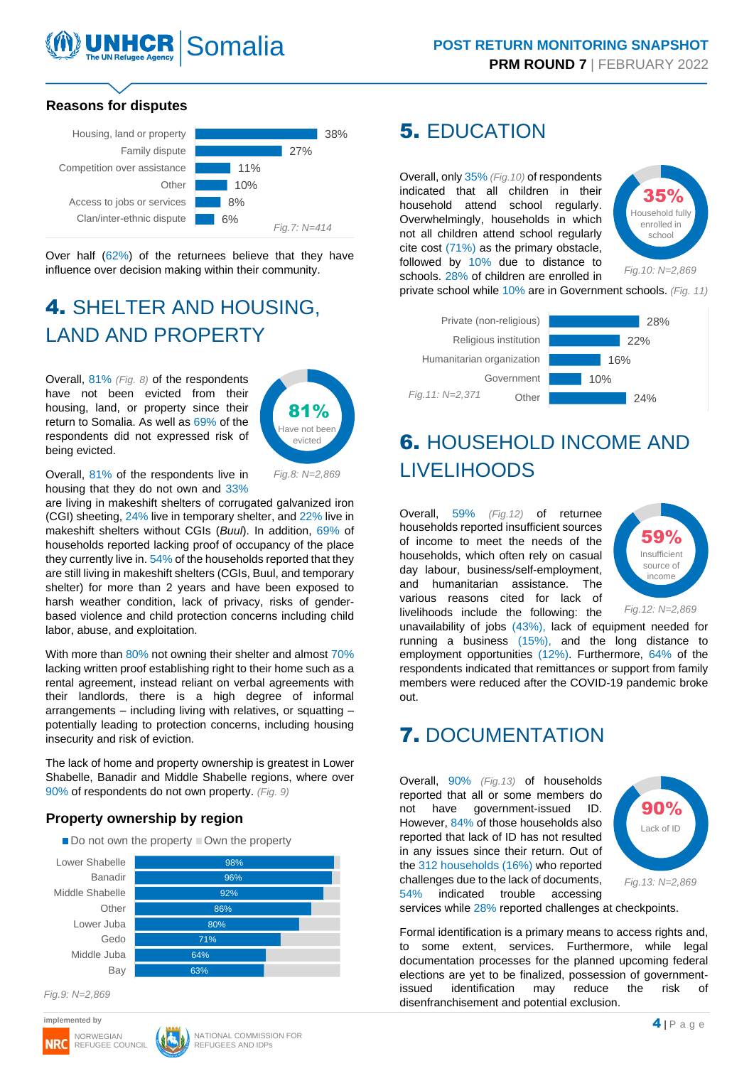### Reasons for disputes

| Reason | % |
|---|---|
| Housing, land or property | 38% |
| Family dispute | 27% |
| Competition over assistance | 11% |
| Other | 10% |
| Access to jobs or services | 8% |
| Clan/inter-ethnic dispute | 6% |

*Fig.7: N=414*

Over half (62%) of the returnees believe that they have influence over decision making within their community.

## 4. SHELTER AND HOUSING, LAND AND PROPERTY

Overall, 81% *(Fig. 8)* of the respondents have not been evicted from their housing, land, or property since their return to Somalia. As well as 69% of the respondents did not expressed risk of being evicted.

**81%** Have not been evicted

*Fig.8: N=2,869*

Overall, 81% of the respondents live in housing that they do not own and 33% are living in makeshift shelters of corrugated galvanized iron (CGI) sheeting, 24% live in temporary shelter, and 22% live in makeshift shelters without CGIs (*Buul*). In addition, 69% of households reported lacking proof of occupancy of the place they currently live in. 54% of the households reported that they are still living in makeshift shelters (CGIs, Buul, and temporary shelter) for more than 2 years and have been exposed to harsh weather condition, lack of privacy, risks of gender-based violence and child protection concerns including child labor, abuse, and exploitation.

With more than 80% not owning their shelter and almost 70% lacking written proof establishing right to their home such as a rental agreement, instead reliant on verbal agreements with their landlords, there is a high degree of informal arrangements – including living with relatives, or squatting – potentially leading to protection concerns, including housing insecurity and risk of eviction.

The lack of home and property ownership is greatest in Lower Shabelle, Banadir and Middle Shabelle regions, where over 90% of respondents do not own property. *(Fig. 9)*

### Property ownership by region

| Region | Do not own the property |
|---|---|
| Lower Shabelle | 98% |
| Banadir | 96% |
| Middle Shabelle | 92% |
| Other | 86% |
| Lower Juba | 80% |
| Gedo | 71% |
| Middle Juba | 64% |
| Bay | 63% |

*Fig.9: N=2,869*

## 5. EDUCATION

Overall, only 35% *(Fig.10)* of respondents indicated that all children in their household attend school regularly. Overwhelmingly, households in which not all children attend school regularly cite cost (71%) as the primary obstacle, followed by 10% due to distance to schools. 28% of children are enrolled in private school while 10% are in Government schools. *(Fig. 11)*

**35%** Household fully enrolled in school

*Fig.10: N=2,869*

| School type | % |
|---|---|
| Private (non-religious) | 28% |
| Religious institution | 22% |
| Humanitarian organization | 16% |
| Government | 10% |
| Other | 24% |

*Fig.11: N=2,371*

## 6. HOUSEHOLD INCOME AND LIVELIHOODS

Overall, 59% *(Fig.12)* of returnee households reported insufficient sources of income to meet the needs of the households, which often rely on casual day labour, business/self-employment, and humanitarian assistance. The various reasons cited for lack of livelihoods include the following: the unavailability of jobs (43%), lack of equipment needed for running a business (15%), and the long distance to employment opportunities (12%). Furthermore, 64% of the respondents indicated that remittances or support from family members were reduced after the COVID-19 pandemic broke out.

**59%** Insufficient source of income

*Fig.12: N=2,869*

## 7. DOCUMENTATION

Overall, 90% *(Fig.13)* of households reported that all or some members do not have government-issued ID. However, 84% of those households also reported that lack of ID has not resulted in any issues since their return. Out of the 312 households (16%) who reported challenges due to the lack of documents, 54% indicated trouble accessing services while 28% reported challenges at checkpoints.

**90%** Lack of ID

*Fig.13: N=2,869*

Formal identification is a primary means to access rights and, to some extent, services. Furthermore, while legal documentation processes for the planned upcoming federal elections are yet to be finalized, possession of government-issued identification may reduce the risk of disenfranchisement and potential exclusion.

implemented by

NRC NORWEGIAN REFUGEE COUNCIL | NATIONAL COMMISSION FOR REFUGEES AND IDPs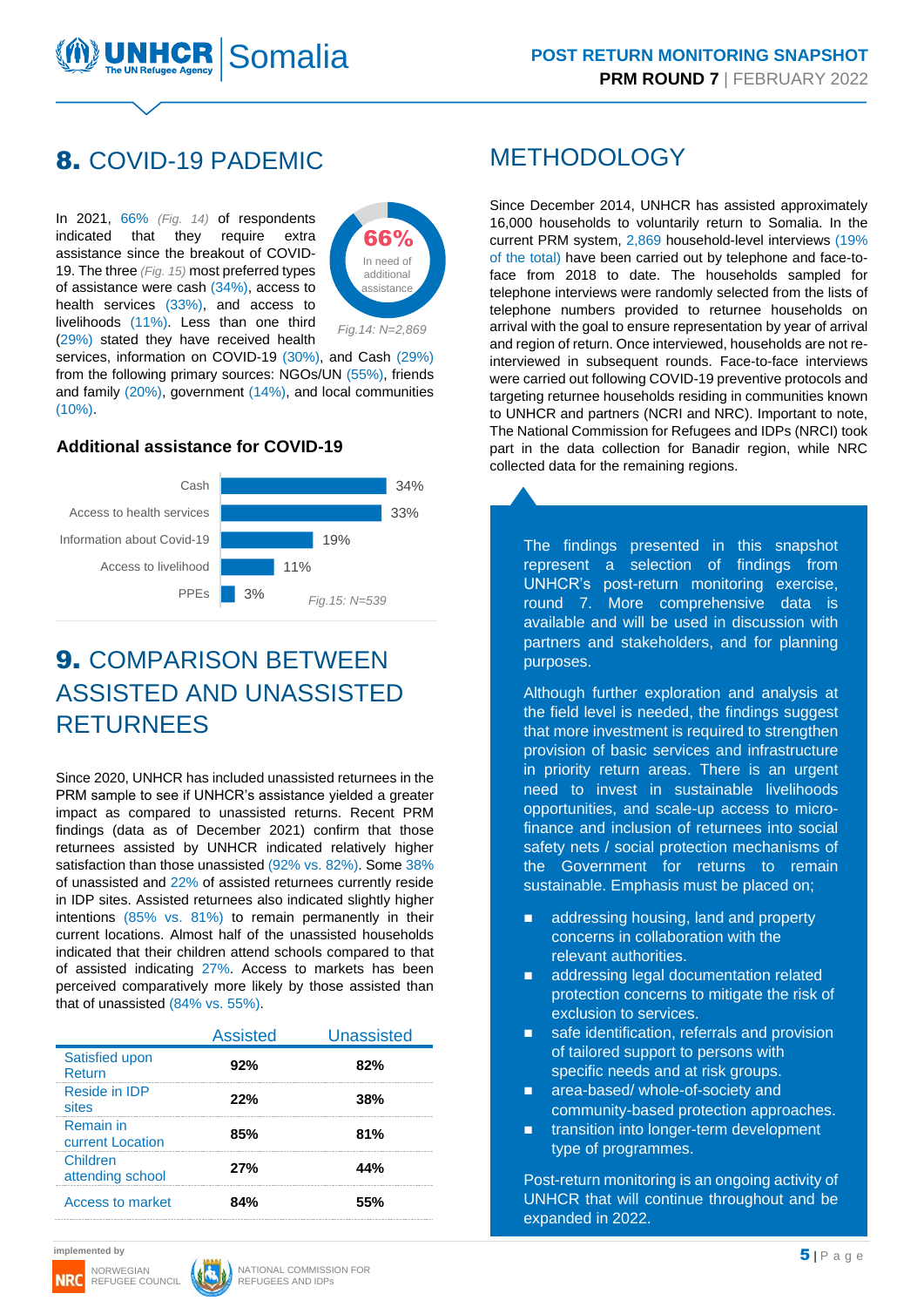## 8. COVID-19 PADEMIC

In 2021, 66% *(Fig. 14)* of respondents indicated that they require extra assistance since the breakout of COVID-19. The three *(Fig. 15)* most preferred types of assistance were cash (34%), access to health services (33%), and access to livelihoods (11%). Less than one third (29%) stated they have received health services, information on COVID-19 (30%), and Cash (29%) from the following primary sources: NGOs/UN (55%), friends and family (20%), government (14%), and local communities (10%).

66% In need of additional assistance

*Fig.14: N=2,869*

### Additional assistance for COVID-19

| Type | % |
|---|---|
| Cash | 34% |
| Access to health services | 33% |
| Information about Covid-19 | 19% |
| Access to livelihood | 11% |
| PPEs | 3% |

*Fig.15: N=539*

## 9. COMPARISON BETWEEN ASSISTED AND UNASSISTED RETURNEES

Since 2020, UNHCR has included unassisted returnees in the PRM sample to see if UNHCR's assistance yielded a greater impact as compared to unassisted returns. Recent PRM findings (data as of December 2021) confirm that those returnees assisted by UNHCR indicated relatively higher satisfaction than those unassisted (92% vs. 82%). Some 38% of unassisted and 22% of assisted returnees currently reside in IDP sites. Assisted returnees also indicated slightly higher intentions (85% vs. 81%) to remain permanently in their current locations. Almost half of the unassisted households indicated that their children attend schools compared to that of assisted indicating 27%. Access to markets has been perceived comparatively more likely by those assisted than that of unassisted (84% vs. 55%).

| | Assisted | Unassisted |
|---|---|---|
| Satisfied upon Return | **92%** | **82%** |
| Reside in IDP sites | **22%** | **38%** |
| Remain in current Location | **85%** | **81%** |
| Children attending school | **27%** | **44%** |
| Access to market | **84%** | **55%** |

## METHODOLOGY

Since December 2014, UNHCR has assisted approximately 16,000 households to voluntarily return to Somalia. In the current PRM system, 2,869 household-level interviews (19% of the total) have been carried out by telephone and face-to-face from 2018 to date. The households sampled for telephone interviews were randomly selected from the lists of telephone numbers provided to returnee households on arrival with the goal to ensure representation by year of arrival and region of return. Once interviewed, households are not re-interviewed in subsequent rounds. Face-to-face interviews were carried out following COVID-19 preventive protocols and targeting returnee households residing in communities known to UNHCR and partners (NCRI and NRC). Important to note, The National Commission for Refugees and IDPs (NRCI) took part in the data collection for Banadir region, while NRC collected data for the remaining regions.

The findings presented in this snapshot represent a selection of findings from UNHCR's post-return monitoring exercise, round 7. More comprehensive data is available and will be used in discussion with partners and stakeholders, and for planning purposes.

Although further exploration and analysis at the field level is needed, the findings suggest that more investment is required to strengthen provision of basic services and infrastructure in priority return areas. There is an urgent need to invest in sustainable livelihoods opportunities, and scale-up access to micro-finance and inclusion of returnees into social safety nets / social protection mechanisms of the Government for returns to remain sustainable. Emphasis must be placed on;

- addressing housing, land and property concerns in collaboration with the relevant authorities.
- addressing legal documentation related protection concerns to mitigate the risk of exclusion to services.
- safe identification, referrals and provision of tailored support to persons with specific needs and at risk groups.
- area-based/ whole-of-society and community-based protection approaches.
- transition into longer-term development type of programmes.

Post-return monitoring is an ongoing activity of UNHCR that will continue throughout and be expanded in 2022.

implemented by

NRC NORWEGIAN REFUGEE COUNCIL | NATIONAL COMMISSION FOR REFUGEES AND IDPs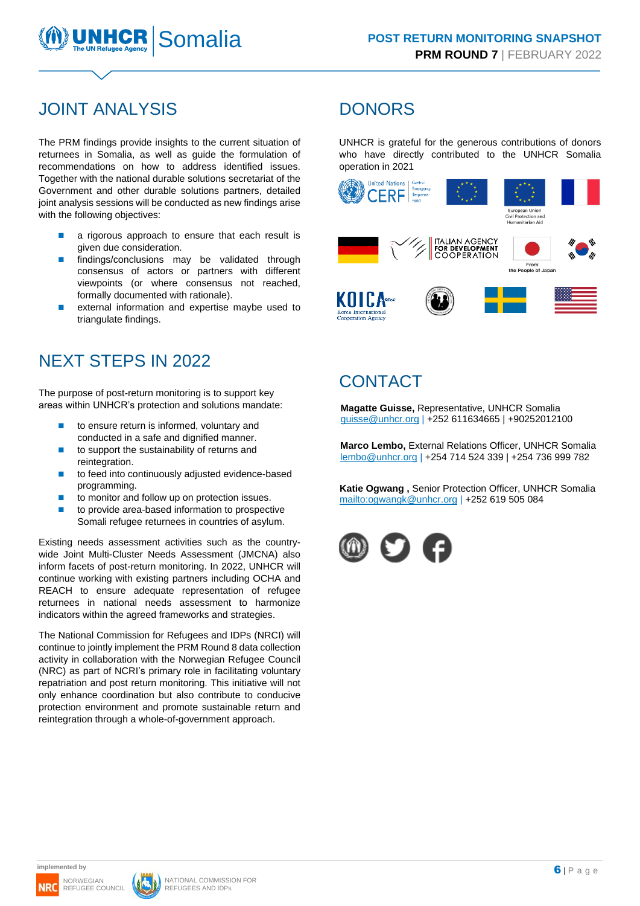## JOINT ANALYSIS

The PRM findings provide insights to the current situation of returnees in Somalia, as well as guide the formulation of recommendations on how to address identified issues. Together with the national durable solutions secretariat of the Government and other durable solutions partners, detailed joint analysis sessions will be conducted as new findings arise with the following objectives:

- a rigorous approach to ensure that each result is given due consideration.
- findings/conclusions may be validated through consensus of actors or partners with different viewpoints (or where consensus not reached, formally documented with rationale).
- external information and expertise maybe used to triangulate findings.

## NEXT STEPS IN 2022

The purpose of post-return monitoring is to support key areas within UNHCR's protection and solutions mandate:

- to ensure return is informed, voluntary and conducted in a safe and dignified manner.
- to support the sustainability of returns and reintegration.
- to feed into continuously adjusted evidence-based programming.
- to monitor and follow up on protection issues.
- to provide area-based information to prospective Somali refugee returnees in countries of asylum.

Existing needs assessment activities such as the country-wide Joint Multi-Cluster Needs Assessment (JMCNA) also inform facets of post-return monitoring. In 2022, UNHCR will continue working with existing partners including OCHA and REACH to ensure adequate representation of refugee returnees in national needs assessment to harmonize indicators within the agreed frameworks and strategies.

The National Commission for Refugees and IDPs (NRCI) will continue to jointly implement the PRM Round 8 data collection activity in collaboration with the Norwegian Refugee Council (NRC) as part of NCRI's primary role in facilitating voluntary repatriation and post return monitoring. This initiative will not only enhance coordination but also contribute to conducive protection environment and promote sustainable return and reintegration through a whole-of-government approach.

## DONORS

UNHCR is grateful for the generous contributions of donors who have directly contributed to the UNHCR Somalia operation in 2021

United Nations CERF Central Emergency Response Fund

European Union Civil Protection and Humanitarian Aid

ITALIAN AGENCY FOR DEVELOPMENT COOPERATION

From the People of Japan

KOICA Korea International Cooperation Agency

## CONTACT

**Magatte Guisse,** Representative, UNHCR Somalia
guisse@unhcr.org | +252 611634665 | +90252012100

**Marco Lembo,** External Relations Officer, UNHCR Somalia
lembo@unhcr.org | +254 714 524 339 | +254 736 999 782

**Katie Ogwang ,** Senior Protection Officer, UNHCR Somalia
mailto:ogwangk@unhcr.org | +252 619 505 084

implemented by

NORWEGIAN REFUGEE COUNCIL

NATIONAL COMMISSION FOR REFUGEES AND IDPs